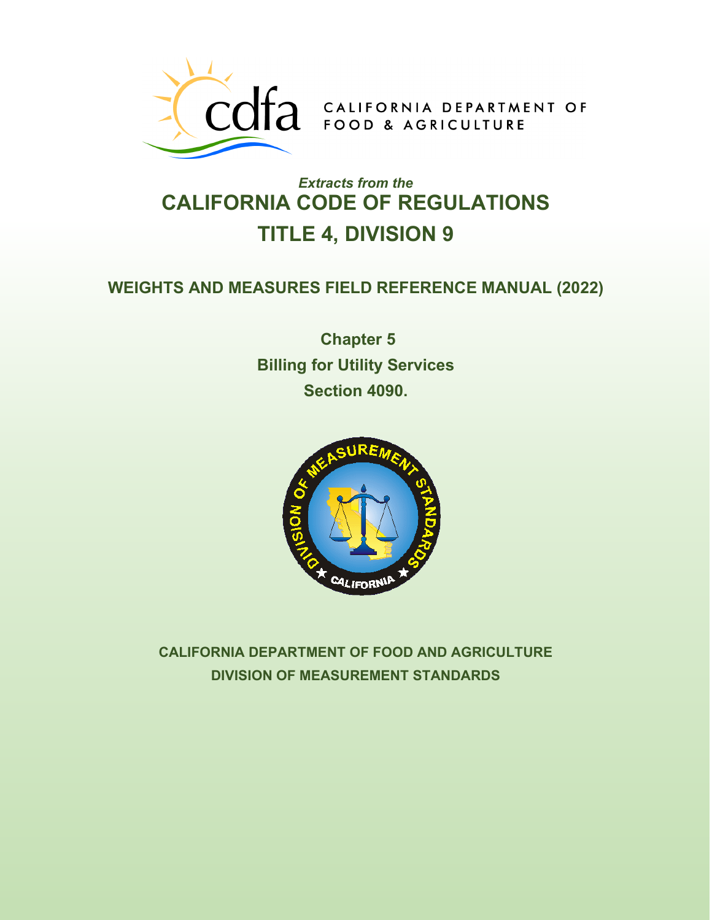CALIFORNIA DEPARTMENT OF FOOD & AGRICULTURE

*Extracts from the*

# CALIFORNIA CODE OF REGULATIONS

# TITLE 4, DIVISION 9

## WEIGHTS AND MEASURES FIELD REFERENCE MANUAL (2022)

**Chapter 5**

**Billing for Utility Services**

**Section 4090.**

**CALIFORNIA DEPARTMENT OF FOOD AND AGRICULTURE**

**DIVISION OF MEASUREMENT STANDARDS**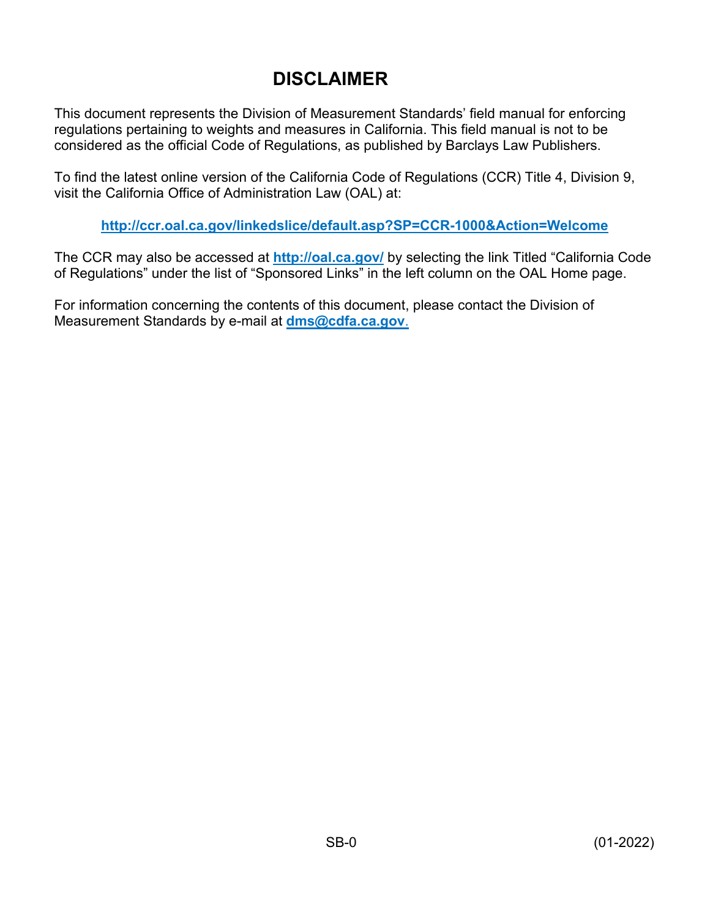# DISCLAIMER

This document represents the Division of Measurement Standards' field manual for enforcing regulations pertaining to weights and measures in California. This field manual is not to be considered as the official Code of Regulations, as published by Barclays Law Publishers.

To find the latest online version of the California Code of Regulations (CCR) Title 4, Division 9, visit the California Office of Administration Law (OAL) at:

**http://ccr.oal.ca.gov/linkedslice/default.asp?SP=CCR-1000&Action=Welcome**

The CCR may also be accessed at **http://oal.ca.gov/** by selecting the link Titled "California Code of Regulations" under the list of "Sponsored Links" in the left column on the OAL Home page.

For information concerning the contents of this document, please contact the Division of Measurement Standards by e-mail at **dms@cdfa.ca.gov**.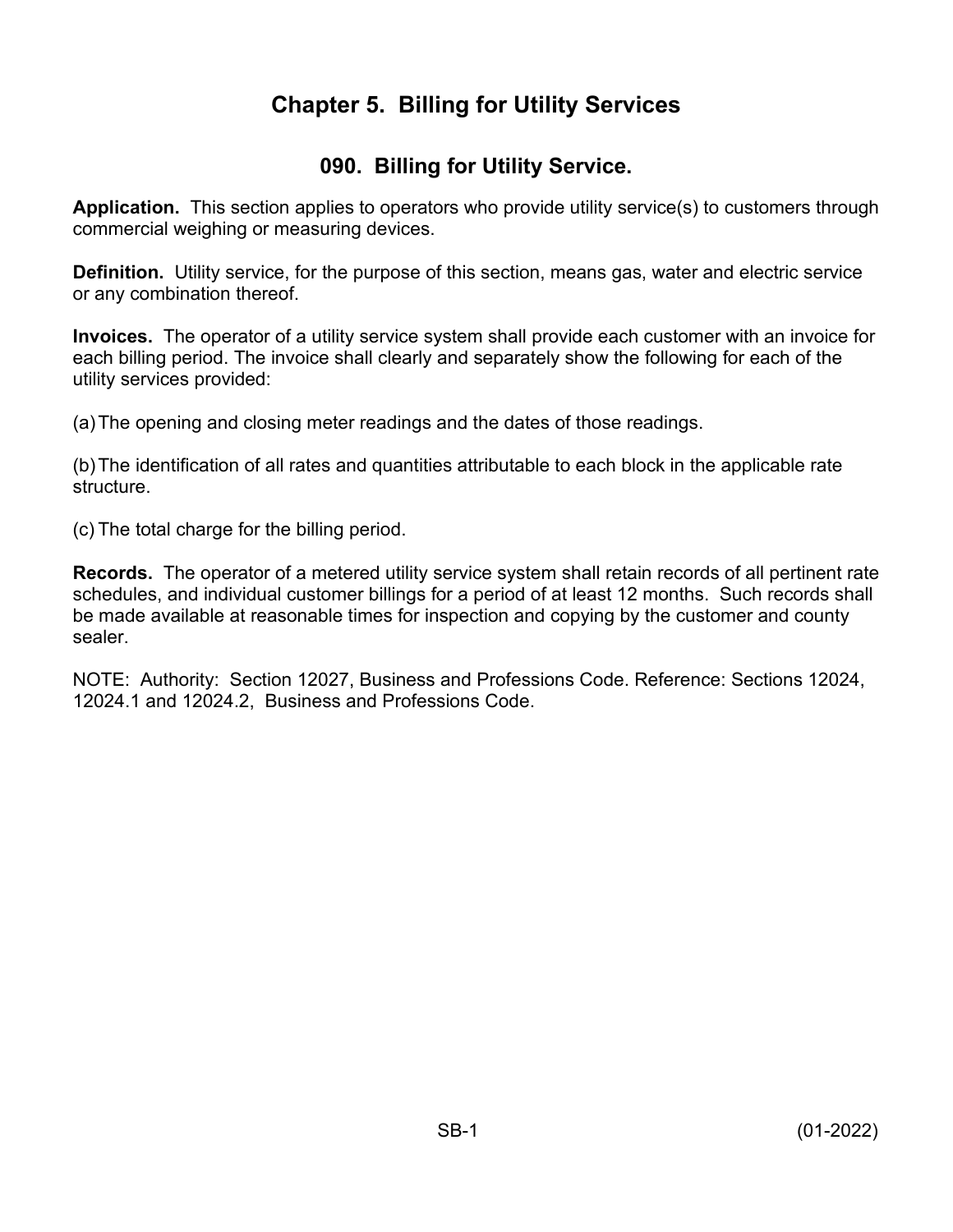# Chapter 5. Billing for Utility Services

## 090. Billing for Utility Service.

**Application.** This section applies to operators who provide utility service(s) to customers through commercial weighing or measuring devices.

**Definition.** Utility service, for the purpose of this section, means gas, water and electric service or any combination thereof.

**Invoices.** The operator of a utility service system shall provide each customer with an invoice for each billing period. The invoice shall clearly and separately show the following for each of the utility services provided:

(a) The opening and closing meter readings and the dates of those readings.

(b) The identification of all rates and quantities attributable to each block in the applicable rate structure.

(c) The total charge for the billing period.

**Records.** The operator of a metered utility service system shall retain records of all pertinent rate schedules, and individual customer billings for a period of at least 12 months. Such records shall be made available at reasonable times for inspection and copying by the customer and county sealer.

NOTE: Authority: Section 12027, Business and Professions Code. Reference: Sections 12024, 12024.1 and 12024.2, Business and Professions Code.